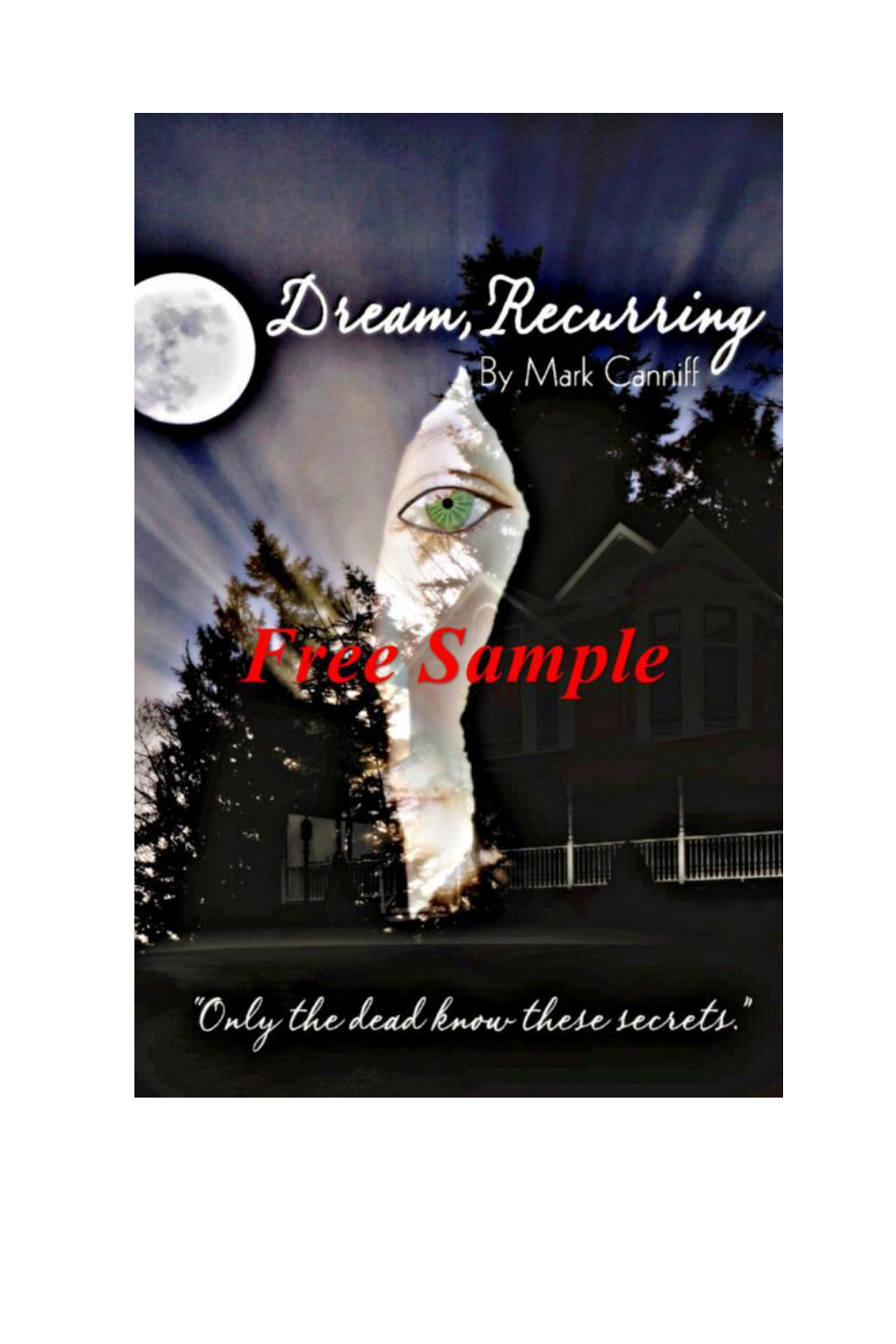# Dream, Recurring

By Mark Canniff

Free Sample

"Only the dead know these secrets."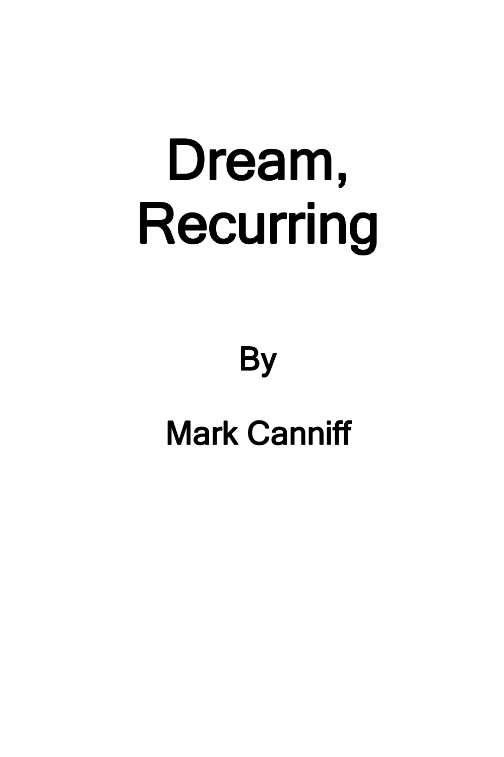# Dream, Recurring

By

Mark Canniff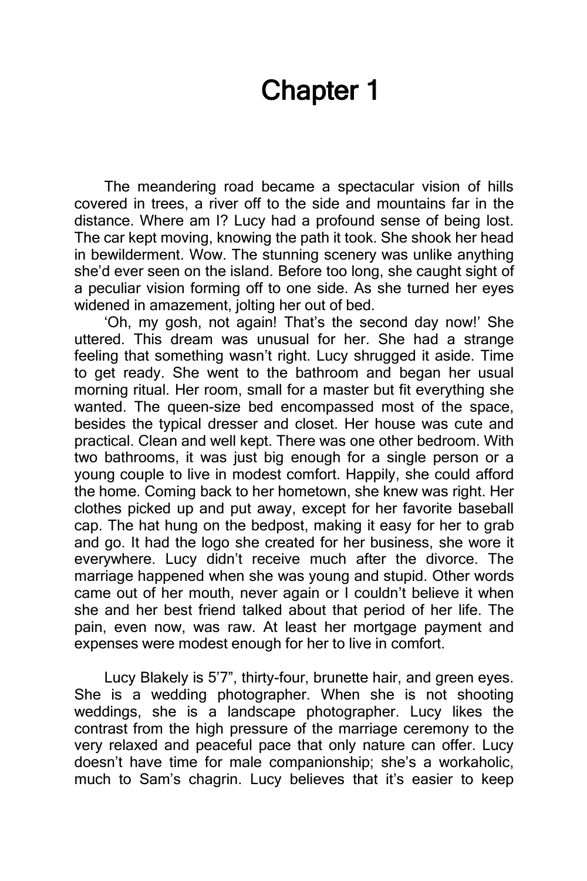# Chapter 1

The meandering road became a spectacular vision of hills covered in trees, a river off to the side and mountains far in the distance. Where am I? Lucy had a profound sense of being lost. The car kept moving, knowing the path it took. She shook her head in bewilderment. Wow. The stunning scenery was unlike anything she'd ever seen on the island. Before too long, she caught sight of a peculiar vision forming off to one side. As she turned her eyes widened in amazement, jolting her out of bed.

'Oh, my gosh, not again! That's the second day now!' She uttered. This dream was unusual for her. She had a strange feeling that something wasn't right. Lucy shrugged it aside. Time to get ready. She went to the bathroom and began her usual morning ritual. Her room, small for a master but fit everything she wanted. The queen-size bed encompassed most of the space, besides the typical dresser and closet. Her house was cute and practical. Clean and well kept. There was one other bedroom. With two bathrooms, it was just big enough for a single person or a young couple to live in modest comfort. Happily, she could afford the home. Coming back to her hometown, she knew was right. Her clothes picked up and put away, except for her favorite baseball cap. The hat hung on the bedpost, making it easy for her to grab and go. It had the logo she created for her business, she wore it everywhere. Lucy didn't receive much after the divorce. The marriage happened when she was young and stupid. Other words came out of her mouth, never again or I couldn't believe it when she and her best friend talked about that period of her life. The pain, even now, was raw. At least her mortgage payment and expenses were modest enough for her to live in comfort.

Lucy Blakely is 5'7", thirty-four, brunette hair, and green eyes. She is a wedding photographer. When she is not shooting weddings, she is a landscape photographer. Lucy likes the contrast from the high pressure of the marriage ceremony to the very relaxed and peaceful pace that only nature can offer. Lucy doesn't have time for male companionship; she's a workaholic, much to Sam's chagrin. Lucy believes that it's easier to keep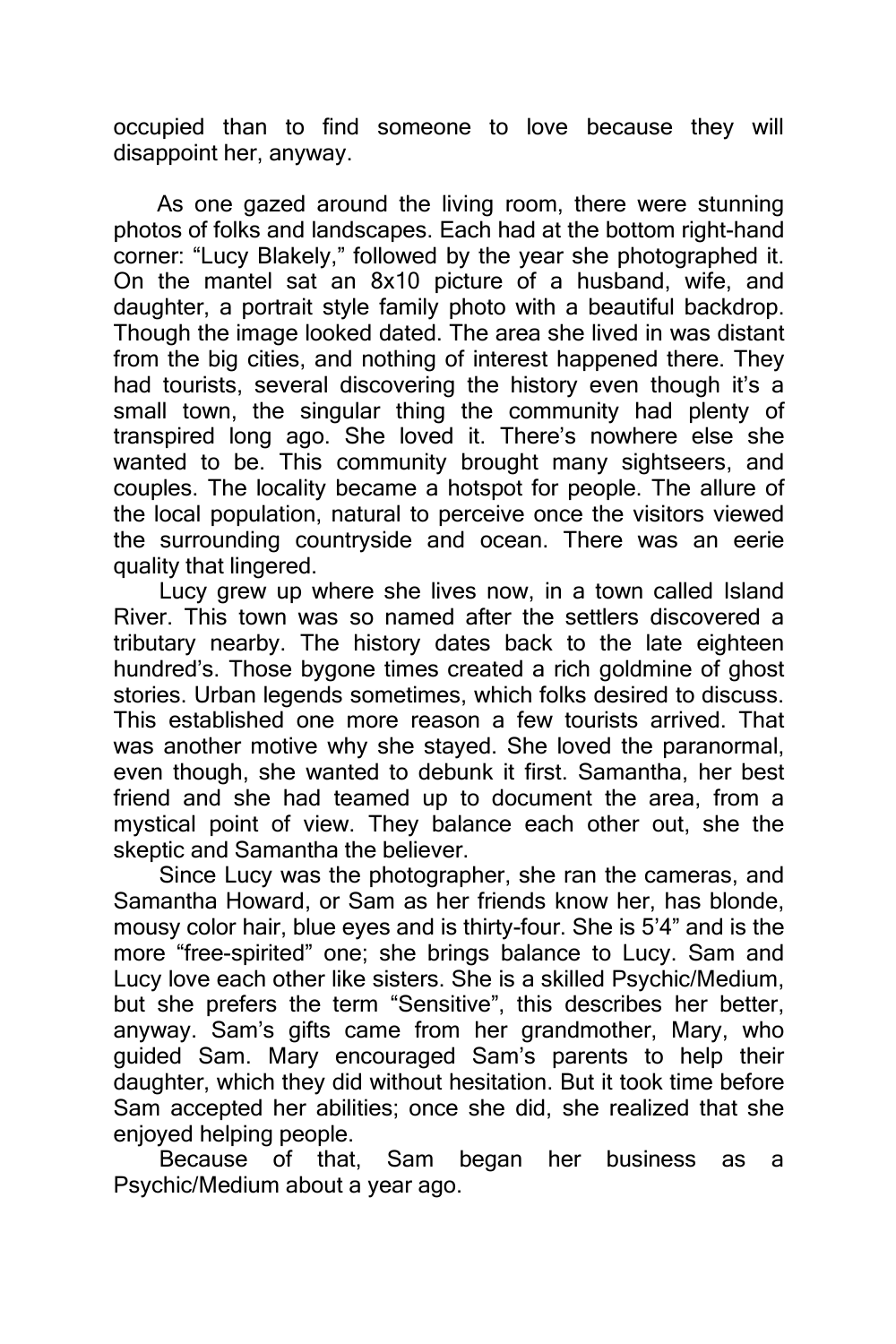occupied than to find someone to love because they will disappoint her, anyway.

As one gazed around the living room, there were stunning photos of folks and landscapes. Each had at the bottom right-hand corner: "Lucy Blakely," followed by the year she photographed it. On the mantel sat an 8x10 picture of a husband, wife, and daughter, a portrait style family photo with a beautiful backdrop. Though the image looked dated. The area she lived in was distant from the big cities, and nothing of interest happened there. They had tourists, several discovering the history even though it's a small town, the singular thing the community had plenty of transpired long ago. She loved it. There's nowhere else she wanted to be. This community brought many sightseers, and couples. The locality became a hotspot for people. The allure of the local population, natural to perceive once the visitors viewed the surrounding countryside and ocean. There was an eerie quality that lingered.

Lucy grew up where she lives now, in a town called Island River. This town was so named after the settlers discovered a tributary nearby. The history dates back to the late eighteen hundred's. Those bygone times created a rich goldmine of ghost stories. Urban legends sometimes, which folks desired to discuss. This established one more reason a few tourists arrived. That was another motive why she stayed. She loved the paranormal, even though, she wanted to debunk it first. Samantha, her best friend and she had teamed up to document the area, from a mystical point of view. They balance each other out, she the skeptic and Samantha the believer.

Since Lucy was the photographer, she ran the cameras, and Samantha Howard, or Sam as her friends know her, has blonde, mousy color hair, blue eyes and is thirty-four. She is 5'4" and is the more "free-spirited" one; she brings balance to Lucy. Sam and Lucy love each other like sisters. She is a skilled Psychic/Medium, but she prefers the term "Sensitive", this describes her better, anyway. Sam's gifts came from her grandmother, Mary, who guided Sam. Mary encouraged Sam's parents to help their daughter, which they did without hesitation. But it took time before Sam accepted her abilities; once she did, she realized that she enjoyed helping people.

Because of that, Sam began her business as a Psychic/Medium about a year ago.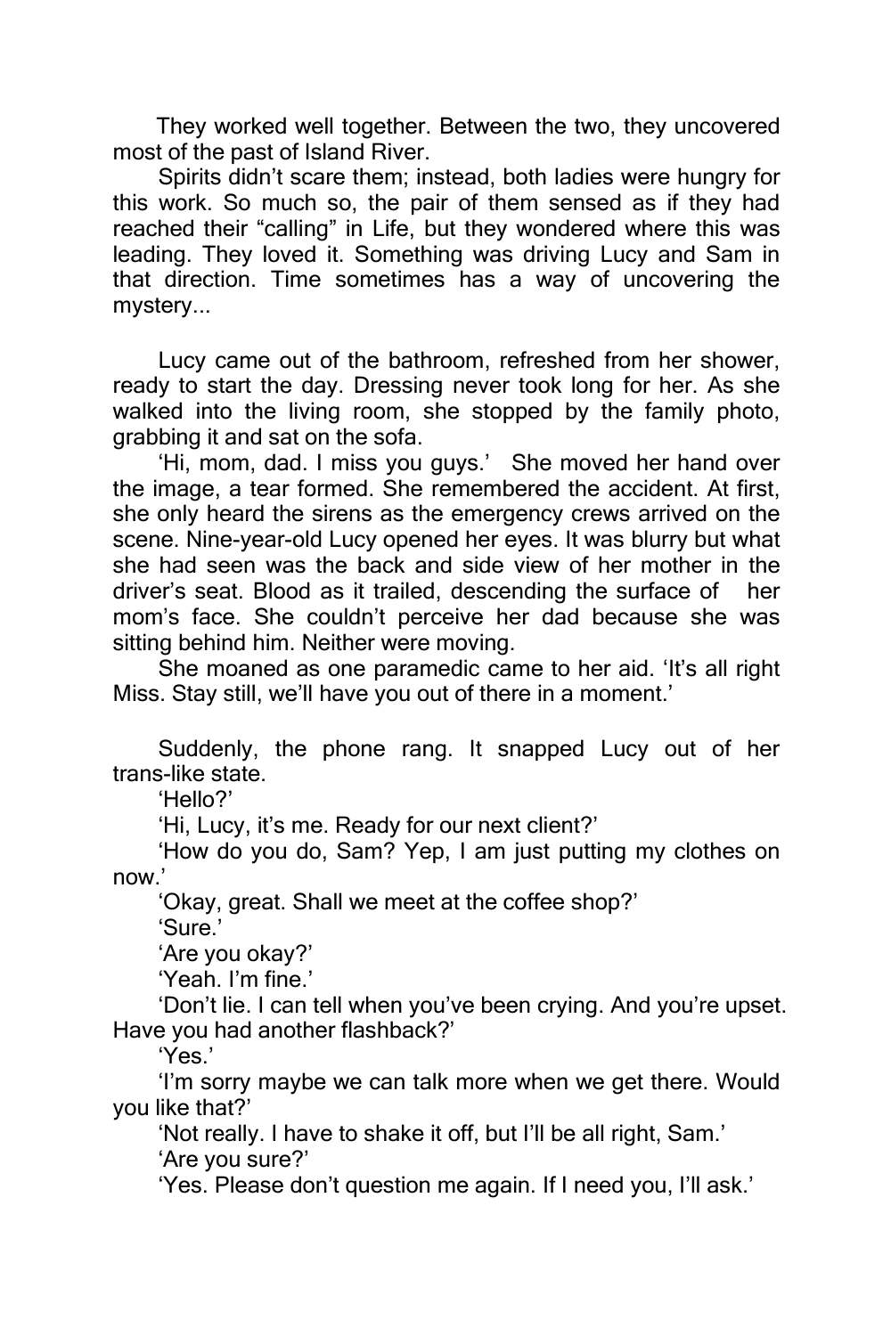They worked well together. Between the two, they uncovered most of the past of Island River.

Spirits didn't scare them; instead, both ladies were hungry for this work. So much so, the pair of them sensed as if they had reached their "calling" in Life, but they wondered where this was leading. They loved it. Something was driving Lucy and Sam in that direction. Time sometimes has a way of uncovering the mystery...

Lucy came out of the bathroom, refreshed from her shower, ready to start the day. Dressing never took long for her. As she walked into the living room, she stopped by the family photo, grabbing it and sat on the sofa.

'Hi, mom, dad. I miss you guys.' She moved her hand over the image, a tear formed. She remembered the accident. At first, she only heard the sirens as the emergency crews arrived on the scene. Nine-year-old Lucy opened her eyes. It was blurry but what she had seen was the back and side view of her mother in the driver's seat. Blood as it trailed, descending the surface of her mom's face. She couldn't perceive her dad because she was sitting behind him. Neither were moving.

She moaned as one paramedic came to her aid. 'It's all right Miss. Stay still, we'll have you out of there in a moment.'

Suddenly, the phone rang. It snapped Lucy out of her trans-like state.

'Hello?'

'Hi, Lucy, it's me. Ready for our next client?'

'How do you do, Sam? Yep, I am just putting my clothes on now.'

'Okay, great. Shall we meet at the coffee shop?'

'Sure.'

'Are you okay?'

'Yeah. I'm fine.'

'Don't lie. I can tell when you've been crying. And you're upset. Have you had another flashback?'

'Yes.'

'I'm sorry maybe we can talk more when we get there. Would you like that?'

'Not really. I have to shake it off, but I'll be all right, Sam.'

'Are you sure?'

'Yes. Please don't question me again. If I need you, I'll ask.'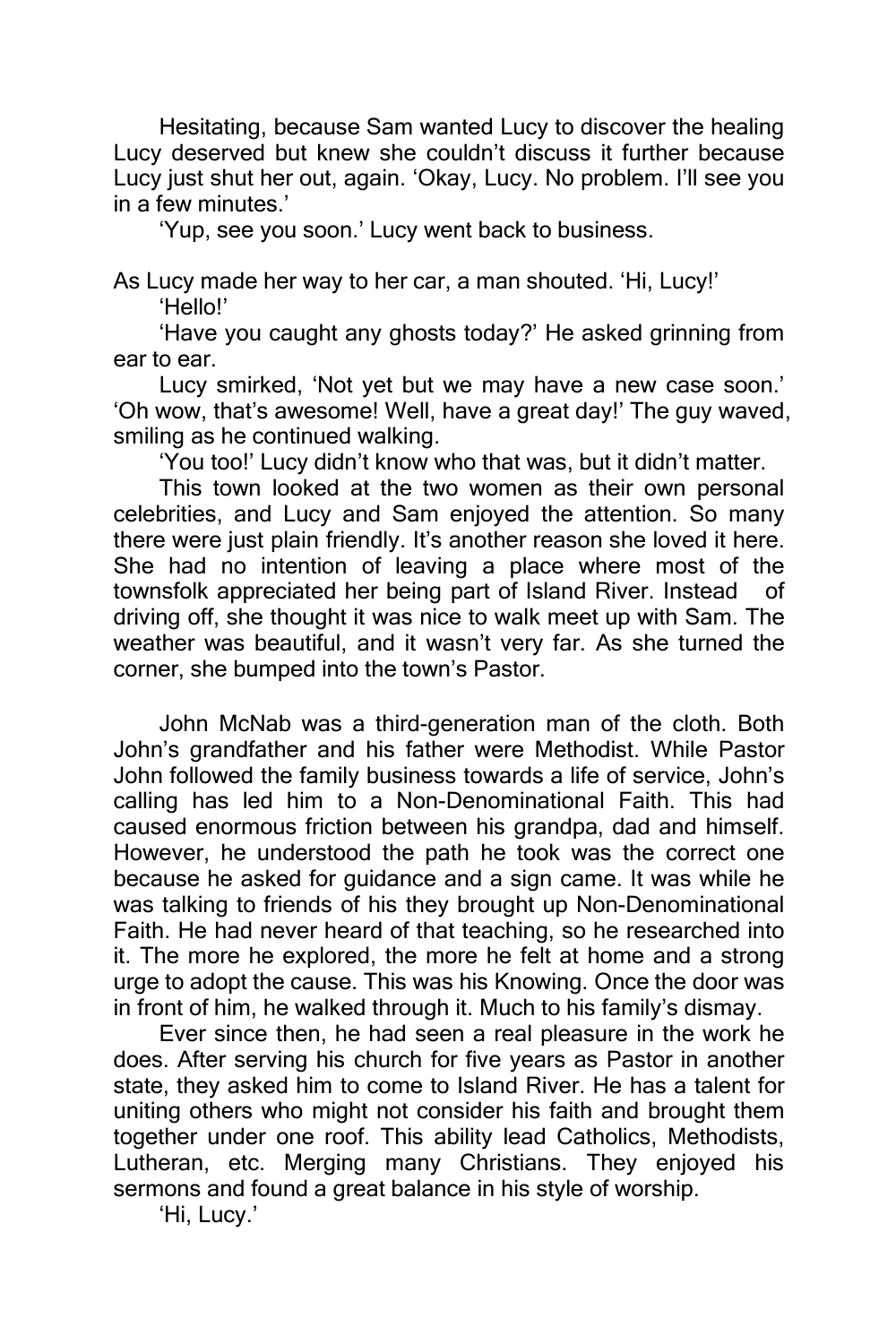Hesitating, because Sam wanted Lucy to discover the healing Lucy deserved but knew she couldn't discuss it further because Lucy just shut her out, again. 'Okay, Lucy. No problem. I'll see you in a few minutes.'

'Yup, see you soon.' Lucy went back to business.

As Lucy made her way to her car, a man shouted. 'Hi, Lucy!'

'Hello!'

'Have you caught any ghosts today?' He asked grinning from ear to ear.

Lucy smirked, 'Not yet but we may have a new case soon.' 'Oh wow, that's awesome! Well, have a great day!' The guy waved, smiling as he continued walking.

'You too!' Lucy didn't know who that was, but it didn't matter.

This town looked at the two women as their own personal celebrities, and Lucy and Sam enjoyed the attention. So many there were just plain friendly. It's another reason she loved it here. She had no intention of leaving a place where most of the townsfolk appreciated her being part of Island River. Instead of driving off, she thought it was nice to walk meet up with Sam. The weather was beautiful, and it wasn't very far. As she turned the corner, she bumped into the town's Pastor.

John McNab was a third-generation man of the cloth. Both John's grandfather and his father were Methodist. While Pastor John followed the family business towards a life of service, John's calling has led him to a Non-Denominational Faith. This had caused enormous friction between his grandpa, dad and himself. However, he understood the path he took was the correct one because he asked for guidance and a sign came. It was while he was talking to friends of his they brought up Non-Denominational Faith. He had never heard of that teaching, so he researched into it. The more he explored, the more he felt at home and a strong urge to adopt the cause. This was his Knowing. Once the door was in front of him, he walked through it. Much to his family's dismay.

Ever since then, he had seen a real pleasure in the work he does. After serving his church for five years as Pastor in another state, they asked him to come to Island River. He has a talent for uniting others who might not consider his faith and brought them together under one roof. This ability lead Catholics, Methodists, Lutheran, etc. Merging many Christians. They enjoyed his sermons and found a great balance in his style of worship.

'Hi, Lucy.'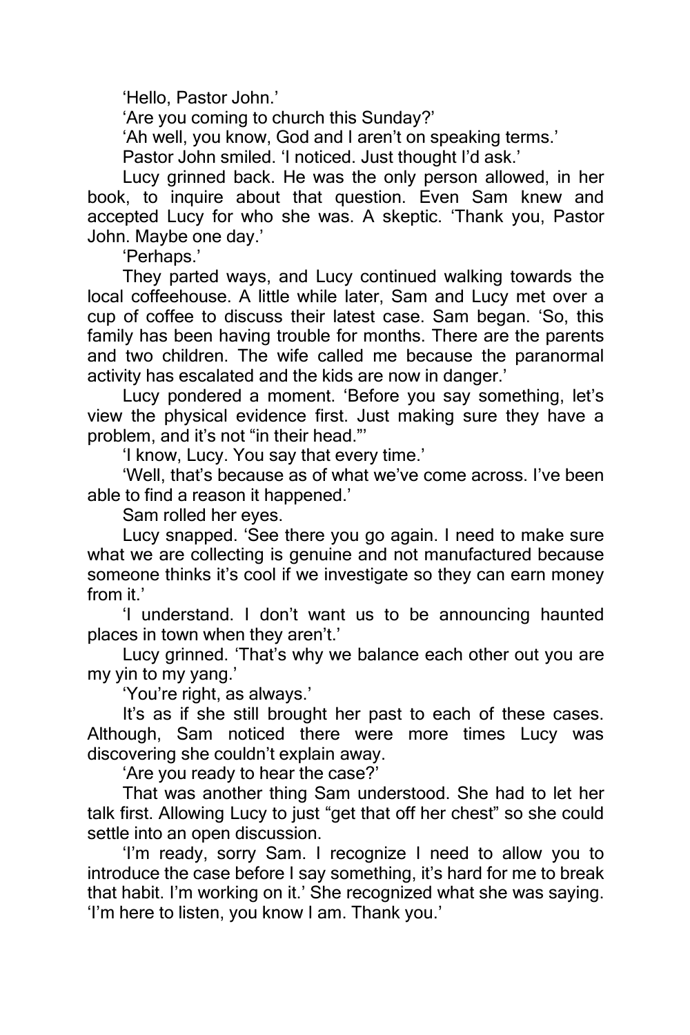'Hello, Pastor John.'

'Are you coming to church this Sunday?'

'Ah well, you know, God and I aren't on speaking terms.'

Pastor John smiled. 'I noticed. Just thought I'd ask.'

Lucy grinned back. He was the only person allowed, in her book, to inquire about that question. Even Sam knew and accepted Lucy for who she was. A skeptic. 'Thank you, Pastor John. Maybe one day.'

'Perhaps.'

They parted ways, and Lucy continued walking towards the local coffeehouse. A little while later, Sam and Lucy met over a cup of coffee to discuss their latest case. Sam began. 'So, this family has been having trouble for months. There are the parents and two children. The wife called me because the paranormal activity has escalated and the kids are now in danger.'

Lucy pondered a moment. 'Before you say something, let's view the physical evidence first. Just making sure they have a problem, and it's not "in their head."'

'I know, Lucy. You say that every time.'

'Well, that's because as of what we've come across. I've been able to find a reason it happened.'

Sam rolled her eyes.

Lucy snapped. 'See there you go again. I need to make sure what we are collecting is genuine and not manufactured because someone thinks it's cool if we investigate so they can earn money from it.'

'I understand. I don't want us to be announcing haunted places in town when they aren't.'

Lucy grinned. 'That's why we balance each other out you are my yin to my yang.'

'You're right, as always.'

It's as if she still brought her past to each of these cases. Although, Sam noticed there were more times Lucy was discovering she couldn't explain away.

'Are you ready to hear the case?'

That was another thing Sam understood. She had to let her talk first. Allowing Lucy to just "get that off her chest" so she could settle into an open discussion.

'I'm ready, sorry Sam. I recognize I need to allow you to introduce the case before I say something, it's hard for me to break that habit. I'm working on it.' She recognized what she was saying. 'I'm here to listen, you know I am. Thank you.'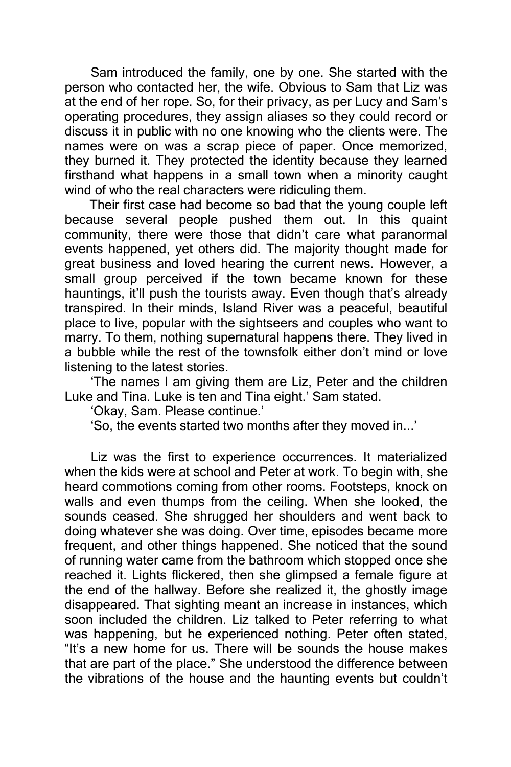Sam introduced the family, one by one. She started with the person who contacted her, the wife. Obvious to Sam that Liz was at the end of her rope. So, for their privacy, as per Lucy and Sam's operating procedures, they assign aliases so they could record or discuss it in public with no one knowing who the clients were. The names were on was a scrap piece of paper. Once memorized, they burned it. They protected the identity because they learned firsthand what happens in a small town when a minority caught wind of who the real characters were ridiculing them.

Their first case had become so bad that the young couple left because several people pushed them out. In this quaint community, there were those that didn't care what paranormal events happened, yet others did. The majority thought made for great business and loved hearing the current news. However, a small group perceived if the town became known for these hauntings, it'll push the tourists away. Even though that's already transpired. In their minds, Island River was a peaceful, beautiful place to live, popular with the sightseers and couples who want to marry. To them, nothing supernatural happens there. They lived in a bubble while the rest of the townsfolk either don't mind or love listening to the latest stories.

'The names I am giving them are Liz, Peter and the children Luke and Tina. Luke is ten and Tina eight.' Sam stated.

'Okay, Sam. Please continue.'

'So, the events started two months after they moved in...'

Liz was the first to experience occurrences. It materialized when the kids were at school and Peter at work. To begin with, she heard commotions coming from other rooms. Footsteps, knock on walls and even thumps from the ceiling. When she looked, the sounds ceased. She shrugged her shoulders and went back to doing whatever she was doing. Over time, episodes became more frequent, and other things happened. She noticed that the sound of running water came from the bathroom which stopped once she reached it. Lights flickered, then she glimpsed a female figure at the end of the hallway. Before she realized it, the ghostly image disappeared. That sighting meant an increase in instances, which soon included the children. Liz talked to Peter referring to what was happening, but he experienced nothing. Peter often stated, "It's a new home for us. There will be sounds the house makes that are part of the place." She understood the difference between the vibrations of the house and the haunting events but couldn't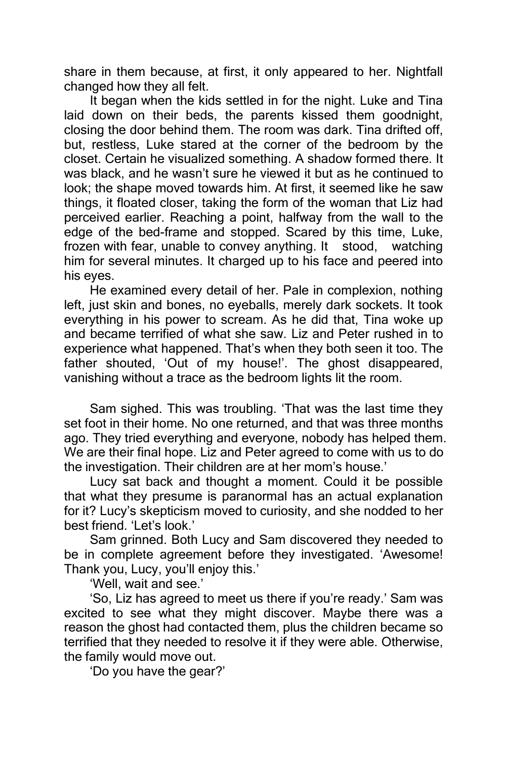share in them because, at first, it only appeared to her. Nightfall changed how they all felt.

It began when the kids settled in for the night. Luke and Tina laid down on their beds, the parents kissed them goodnight, closing the door behind them. The room was dark. Tina drifted off, but, restless, Luke stared at the corner of the bedroom by the closet. Certain he visualized something. A shadow formed there. It was black, and he wasn't sure he viewed it but as he continued to look; the shape moved towards him. At first, it seemed like he saw things, it floated closer, taking the form of the woman that Liz had perceived earlier. Reaching a point, halfway from the wall to the edge of the bed-frame and stopped. Scared by this time, Luke, frozen with fear, unable to convey anything. It stood, watching him for several minutes. It charged up to his face and peered into his eyes.

He examined every detail of her. Pale in complexion, nothing left, just skin and bones, no eyeballs, merely dark sockets. It took everything in his power to scream. As he did that, Tina woke up and became terrified of what she saw. Liz and Peter rushed in to experience what happened. That's when they both seen it too. The father shouted, 'Out of my house!'. The ghost disappeared, vanishing without a trace as the bedroom lights lit the room.

Sam sighed. This was troubling. 'That was the last time they set foot in their home. No one returned, and that was three months ago. They tried everything and everyone, nobody has helped them. We are their final hope. Liz and Peter agreed to come with us to do the investigation. Their children are at her mom's house.'

Lucy sat back and thought a moment. Could it be possible that what they presume is paranormal has an actual explanation for it? Lucy's skepticism moved to curiosity, and she nodded to her best friend. 'Let's look.'

Sam grinned. Both Lucy and Sam discovered they needed to be in complete agreement before they investigated. 'Awesome! Thank you, Lucy, you'll enjoy this.'

'Well, wait and see.'

'So, Liz has agreed to meet us there if you're ready.' Sam was excited to see what they might discover. Maybe there was a reason the ghost had contacted them, plus the children became so terrified that they needed to resolve it if they were able. Otherwise, the family would move out.

'Do you have the gear?'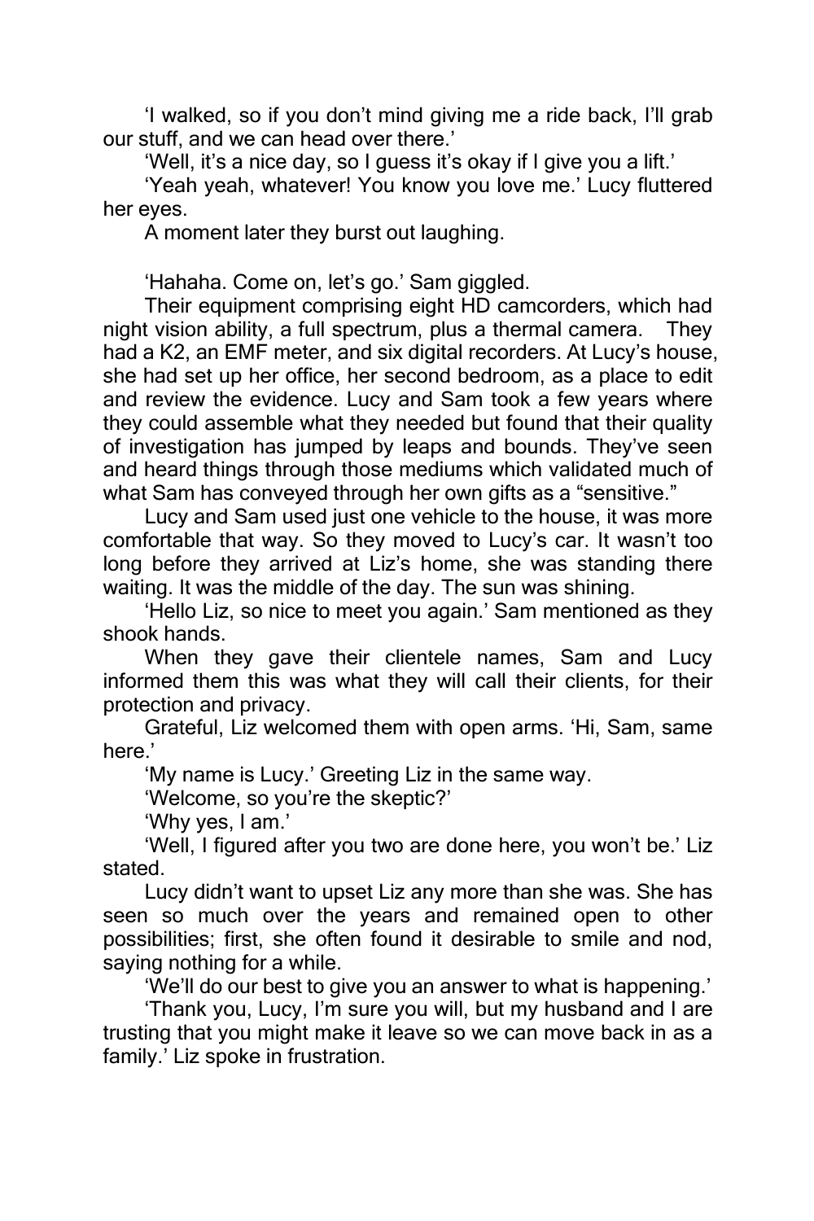'I walked, so if you don't mind giving me a ride back, I'll grab our stuff, and we can head over there.'

'Well, it's a nice day, so I guess it's okay if I give you a lift.'

'Yeah yeah, whatever! You know you love me.' Lucy fluttered her eyes.

A moment later they burst out laughing.

'Hahaha. Come on, let's go.' Sam giggled.

Their equipment comprising eight HD camcorders, which had night vision ability, a full spectrum, plus a thermal camera. They had a K2, an EMF meter, and six digital recorders. At Lucy's house, she had set up her office, her second bedroom, as a place to edit and review the evidence. Lucy and Sam took a few years where they could assemble what they needed but found that their quality of investigation has jumped by leaps and bounds. They've seen and heard things through those mediums which validated much of what Sam has conveyed through her own gifts as a "sensitive."

Lucy and Sam used just one vehicle to the house, it was more comfortable that way. So they moved to Lucy's car. It wasn't too long before they arrived at Liz's home, she was standing there waiting. It was the middle of the day. The sun was shining.

'Hello Liz, so nice to meet you again.' Sam mentioned as they shook hands.

When they gave their clientele names, Sam and Lucy informed them this was what they will call their clients, for their protection and privacy.

Grateful, Liz welcomed them with open arms. 'Hi, Sam, same here.'

'My name is Lucy.' Greeting Liz in the same way.

'Welcome, so you're the skeptic?'

'Why yes, I am.'

'Well, I figured after you two are done here, you won't be.' Liz stated.

Lucy didn't want to upset Liz any more than she was. She has seen so much over the years and remained open to other possibilities; first, she often found it desirable to smile and nod, saying nothing for a while.

'We'll do our best to give you an answer to what is happening.'

'Thank you, Lucy, I'm sure you will, but my husband and I are trusting that you might make it leave so we can move back in as a family.' Liz spoke in frustration.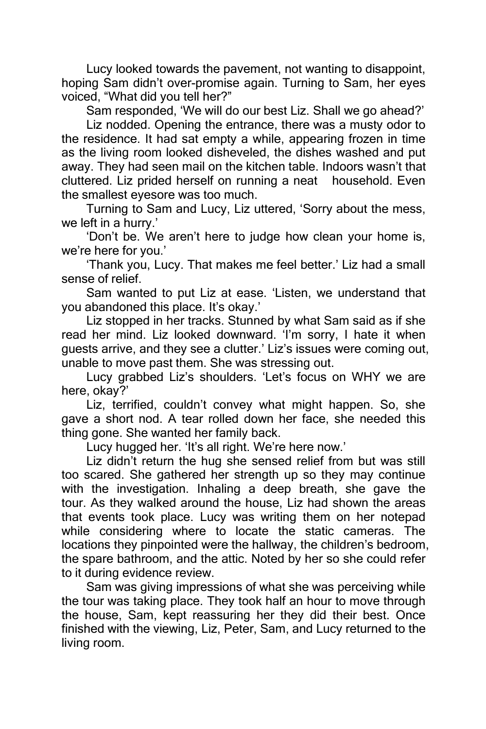Lucy looked towards the pavement, not wanting to disappoint, hoping Sam didn't over-promise again. Turning to Sam, her eyes voiced, "What did you tell her?"

Sam responded, 'We will do our best Liz. Shall we go ahead?'

Liz nodded. Opening the entrance, there was a musty odor to the residence. It had sat empty a while, appearing frozen in time as the living room looked disheveled, the dishes washed and put away. They had seen mail on the kitchen table. Indoors wasn't that cluttered. Liz prided herself on running a neat household. Even the smallest eyesore was too much.

Turning to Sam and Lucy, Liz uttered, 'Sorry about the mess, we left in a hurry.'

'Don't be. We aren't here to judge how clean your home is, we're here for you.'

'Thank you, Lucy. That makes me feel better.' Liz had a small sense of relief.

Sam wanted to put Liz at ease. 'Listen, we understand that you abandoned this place. It's okay.'

Liz stopped in her tracks. Stunned by what Sam said as if she read her mind. Liz looked downward. 'I'm sorry, I hate it when guests arrive, and they see a clutter.' Liz's issues were coming out, unable to move past them. She was stressing out.

Lucy grabbed Liz's shoulders. 'Let's focus on WHY we are here, okay?'

Liz, terrified, couldn't convey what might happen. So, she gave a short nod. A tear rolled down her face, she needed this thing gone. She wanted her family back.

Lucy hugged her. 'It's all right. We're here now.'

Liz didn't return the hug she sensed relief from but was still too scared. She gathered her strength up so they may continue with the investigation. Inhaling a deep breath, she gave the tour. As they walked around the house, Liz had shown the areas that events took place. Lucy was writing them on her notepad while considering where to locate the static cameras. The locations they pinpointed were the hallway, the children's bedroom, the spare bathroom, and the attic. Noted by her so she could refer to it during evidence review.

Sam was giving impressions of what she was perceiving while the tour was taking place. They took half an hour to move through the house, Sam, kept reassuring her they did their best. Once finished with the viewing, Liz, Peter, Sam, and Lucy returned to the living room.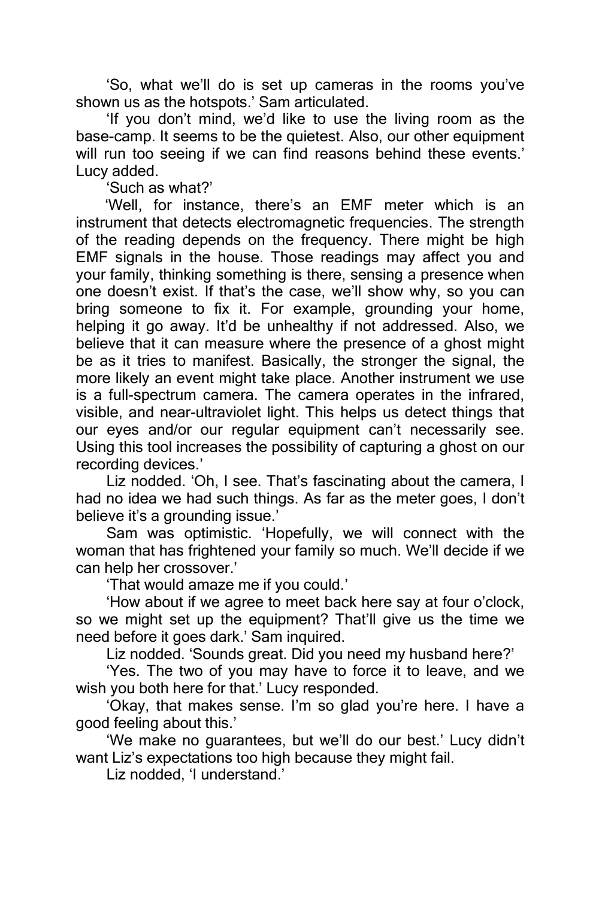'So, what we'll do is set up cameras in the rooms you've shown us as the hotspots.' Sam articulated.

'If you don't mind, we'd like to use the living room as the base-camp. It seems to be the quietest. Also, our other equipment will run too seeing if we can find reasons behind these events.' Lucy added.

'Such as what?'

'Well, for instance, there's an EMF meter which is an instrument that detects electromagnetic frequencies. The strength of the reading depends on the frequency. There might be high EMF signals in the house. Those readings may affect you and your family, thinking something is there, sensing a presence when one doesn't exist. If that's the case, we'll show why, so you can bring someone to fix it. For example, grounding your home, helping it go away. It'd be unhealthy if not addressed. Also, we believe that it can measure where the presence of a ghost might be as it tries to manifest. Basically, the stronger the signal, the more likely an event might take place. Another instrument we use is a full-spectrum camera. The camera operates in the infrared, visible, and near-ultraviolet light. This helps us detect things that our eyes and/or our regular equipment can't necessarily see. Using this tool increases the possibility of capturing a ghost on our recording devices.'

Liz nodded. 'Oh, I see. That's fascinating about the camera, I had no idea we had such things. As far as the meter goes, I don't believe it's a grounding issue.'

Sam was optimistic. 'Hopefully, we will connect with the woman that has frightened your family so much. We'll decide if we can help her crossover.'

'That would amaze me if you could.'

'How about if we agree to meet back here say at four o'clock, so we might set up the equipment? That'll give us the time we need before it goes dark.' Sam inquired.

Liz nodded. 'Sounds great. Did you need my husband here?'

'Yes. The two of you may have to force it to leave, and we wish you both here for that.' Lucy responded.

'Okay, that makes sense. I'm so glad you're here. I have a good feeling about this.'

'We make no guarantees, but we'll do our best.' Lucy didn't want Liz's expectations too high because they might fail.

Liz nodded, 'I understand.'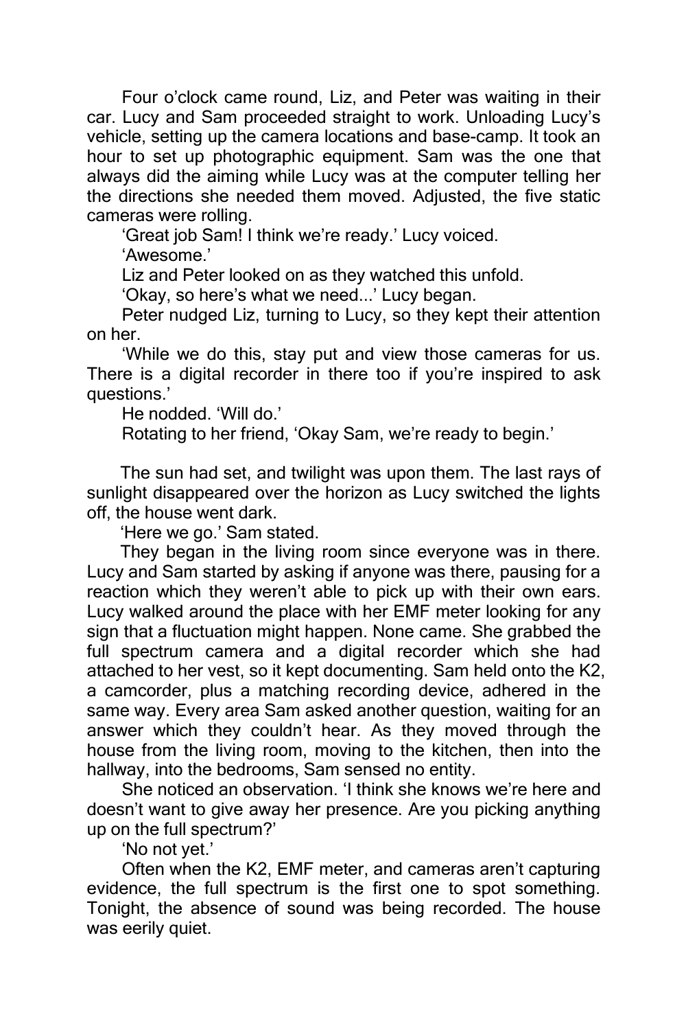Four o'clock came round, Liz, and Peter was waiting in their car. Lucy and Sam proceeded straight to work. Unloading Lucy's vehicle, setting up the camera locations and base-camp. It took an hour to set up photographic equipment. Sam was the one that always did the aiming while Lucy was at the computer telling her the directions she needed them moved. Adjusted, the five static cameras were rolling.

'Great job Sam! I think we're ready.' Lucy voiced.

'Awesome.'

Liz and Peter looked on as they watched this unfold.

'Okay, so here's what we need...' Lucy began.

Peter nudged Liz, turning to Lucy, so they kept their attention on her.

'While we do this, stay put and view those cameras for us. There is a digital recorder in there too if you're inspired to ask questions.'

He nodded. 'Will do.'

Rotating to her friend, 'Okay Sam, we're ready to begin.'

The sun had set, and twilight was upon them. The last rays of sunlight disappeared over the horizon as Lucy switched the lights off, the house went dark.

'Here we go.' Sam stated.

They began in the living room since everyone was in there. Lucy and Sam started by asking if anyone was there, pausing for a reaction which they weren't able to pick up with their own ears. Lucy walked around the place with her EMF meter looking for any sign that a fluctuation might happen. None came. She grabbed the full spectrum camera and a digital recorder which she had attached to her vest, so it kept documenting. Sam held onto the K2, a camcorder, plus a matching recording device, adhered in the same way. Every area Sam asked another question, waiting for an answer which they couldn't hear. As they moved through the house from the living room, moving to the kitchen, then into the hallway, into the bedrooms, Sam sensed no entity.

She noticed an observation. 'I think she knows we're here and doesn't want to give away her presence. Are you picking anything up on the full spectrum?'

'No not yet.'

Often when the K2, EMF meter, and cameras aren't capturing evidence, the full spectrum is the first one to spot something. Tonight, the absence of sound was being recorded. The house was eerily quiet.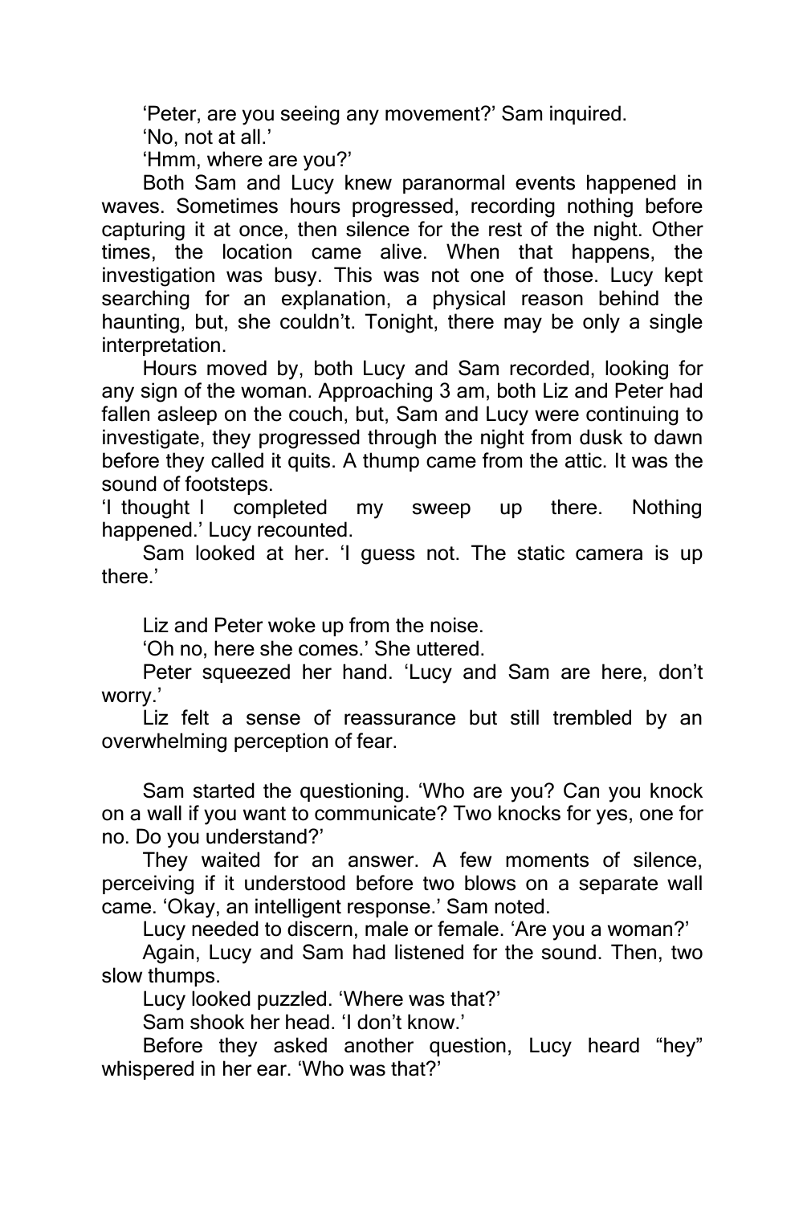'Peter, are you seeing any movement?' Sam inquired.

'No, not at all.'

'Hmm, where are you?'

Both Sam and Lucy knew paranormal events happened in waves. Sometimes hours progressed, recording nothing before capturing it at once, then silence for the rest of the night. Other times, the location came alive. When that happens, the investigation was busy. This was not one of those. Lucy kept searching for an explanation, a physical reason behind the haunting, but, she couldn't. Tonight, there may be only a single interpretation.

Hours moved by, both Lucy and Sam recorded, looking for any sign of the woman. Approaching 3 am, both Liz and Peter had fallen asleep on the couch, but, Sam and Lucy were continuing to investigate, they progressed through the night from dusk to dawn before they called it quits. A thump came from the attic. It was the sound of footsteps.

'I thought I completed my sweep up there. Nothing happened.' Lucy recounted.

Sam looked at her. 'I guess not. The static camera is up there.'

Liz and Peter woke up from the noise.

'Oh no, here she comes.' She uttered.

Peter squeezed her hand. 'Lucy and Sam are here, don't worry.'

Liz felt a sense of reassurance but still trembled by an overwhelming perception of fear.

Sam started the questioning. 'Who are you? Can you knock on a wall if you want to communicate? Two knocks for yes, one for no. Do you understand?'

They waited for an answer. A few moments of silence, perceiving if it understood before two blows on a separate wall came. 'Okay, an intelligent response.' Sam noted.

Lucy needed to discern, male or female. 'Are you a woman?'

Again, Lucy and Sam had listened for the sound. Then, two slow thumps.

Lucy looked puzzled. 'Where was that?'

Sam shook her head. 'I don't know.'

Before they asked another question, Lucy heard "hey" whispered in her ear. 'Who was that?'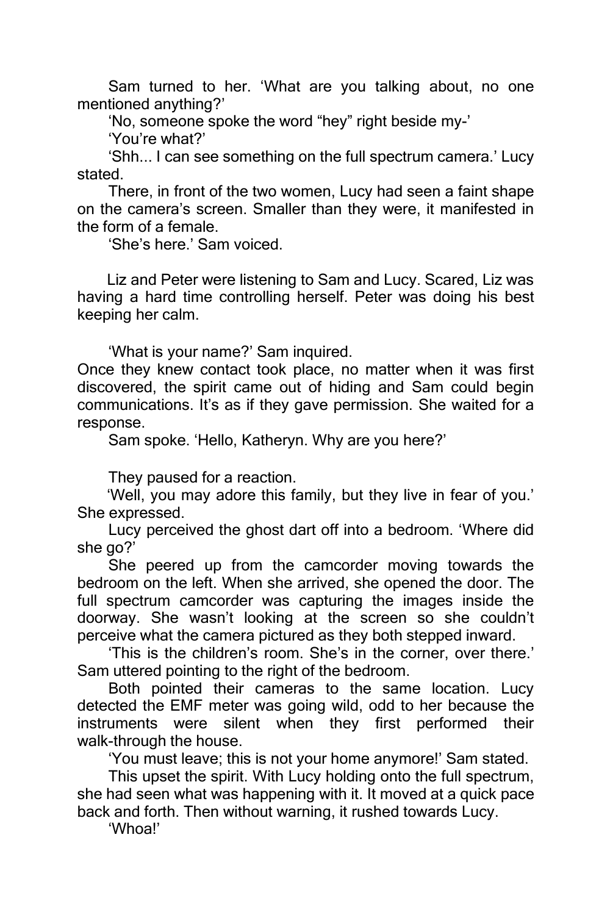Sam turned to her. 'What are you talking about, no one mentioned anything?'

'No, someone spoke the word "hey" right beside my-'

'You're what?'

'Shh... I can see something on the full spectrum camera.' Lucy stated.

There, in front of the two women, Lucy had seen a faint shape on the camera's screen. Smaller than they were, it manifested in the form of a female.

'She's here.' Sam voiced.

Liz and Peter were listening to Sam and Lucy. Scared, Liz was having a hard time controlling herself. Peter was doing his best keeping her calm.

'What is your name?' Sam inquired.

Once they knew contact took place, no matter when it was first discovered, the spirit came out of hiding and Sam could begin communications. It's as if they gave permission. She waited for a response.

Sam spoke. 'Hello, Katheryn. Why are you here?'

They paused for a reaction.

'Well, you may adore this family, but they live in fear of you.' She expressed.

Lucy perceived the ghost dart off into a bedroom. 'Where did she go?'

She peered up from the camcorder moving towards the bedroom on the left. When she arrived, she opened the door. The full spectrum camcorder was capturing the images inside the doorway. She wasn't looking at the screen so she couldn't perceive what the camera pictured as they both stepped inward.

'This is the children's room. She's in the corner, over there.' Sam uttered pointing to the right of the bedroom.

Both pointed their cameras to the same location. Lucy detected the EMF meter was going wild, odd to her because the instruments were silent when they first performed their walk-through the house.

'You must leave; this is not your home anymore!' Sam stated.

This upset the spirit. With Lucy holding onto the full spectrum, she had seen what was happening with it. It moved at a quick pace back and forth. Then without warning, it rushed towards Lucy.

'Whoa!'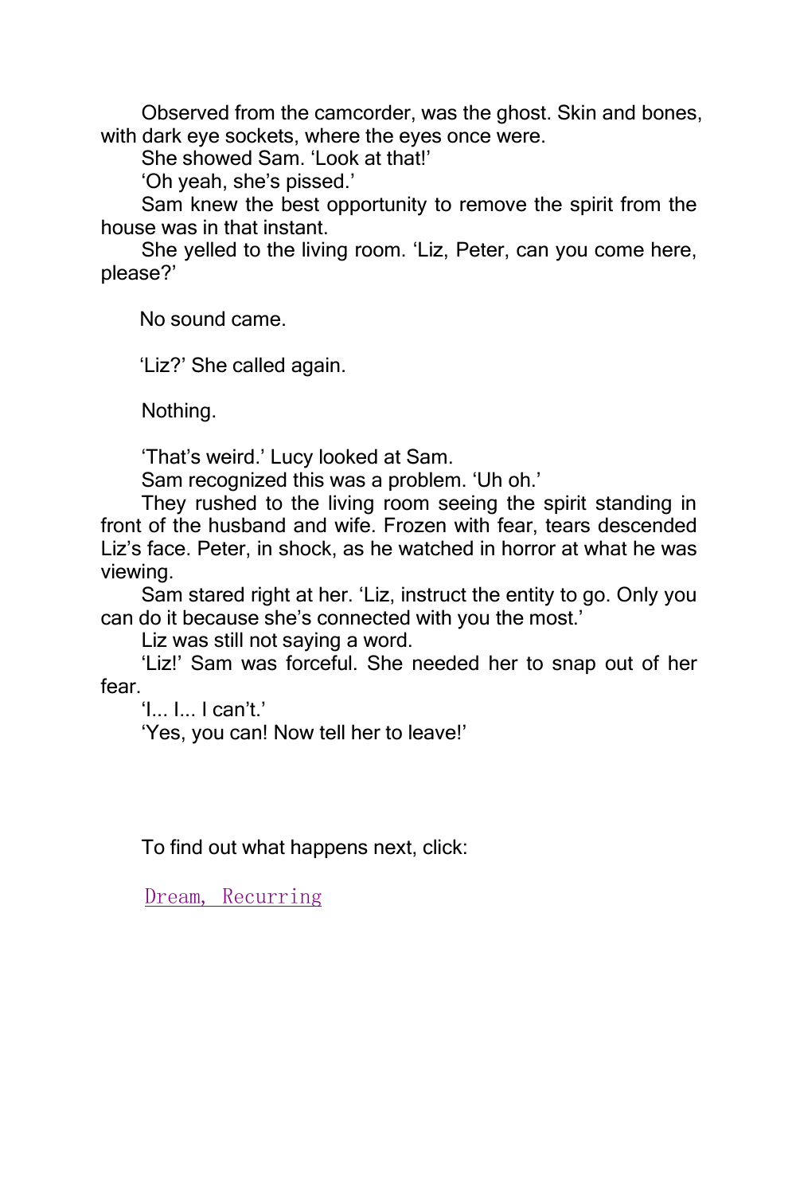Observed from the camcorder, was the ghost. Skin and bones, with dark eye sockets, where the eyes once were.

She showed Sam. 'Look at that!'

'Oh yeah, she's pissed.'

Sam knew the best opportunity to remove the spirit from the house was in that instant.

She yelled to the living room. 'Liz, Peter, can you come here, please?'

No sound came.

'Liz?' She called again.

Nothing.

'That's weird.' Lucy looked at Sam.

Sam recognized this was a problem. 'Uh oh.'

They rushed to the living room seeing the spirit standing in front of the husband and wife. Frozen with fear, tears descended Liz's face. Peter, in shock, as he watched in horror at what he was viewing.

Sam stared right at her. 'Liz, instruct the entity to go. Only you can do it because she's connected with you the most.'

Liz was still not saying a word.

'Liz!' Sam was forceful. She needed her to snap out of her fear.

'I... I... I can't.'

'Yes, you can! Now tell her to leave!'

To find out what happens next, click:

Dream, Recurring